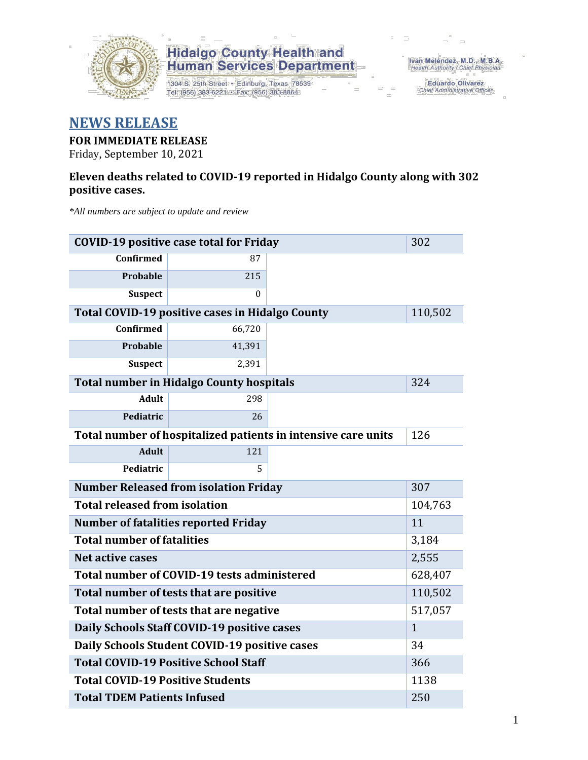**Hidalgo County Health and Human Services Department**

1304 S. 25th Street • Edinburg, Texas 78539
Tel: (956) 383-6221 • Fax: (956) 383-8864

Iván Meléndez, M.D., M.B.A.
Health Authority / Chief Physician

Eduardo Olivarez
Chief Administrative Officer

# NEWS RELEASE

**FOR IMMEDIATE RELEASE**
Friday, September 10, 2021

**Eleven deaths related to COVID-19 reported in Hidalgo County along with 302 positive cases.**

*\*All numbers are subject to update and review*

| COVID-19 positive case total for Friday | | 302 |
|---|---|---|
| Confirmed | 87 | |
| Probable | 215 | |
| Suspect | 0 | |
| **Total COVID-19 positive cases in Hidalgo County** | | 110,502 |
| Confirmed | 66,720 | |
| Probable | 41,391 | |
| Suspect | 2,391 | |
| **Total number in Hidalgo County hospitals** | | 324 |
| Adult | 298 | |
| Pediatric | 26 | |
| **Total number of hospitalized patients in intensive care units** | | 126 |
| Adult | 121 | |
| Pediatric | 5 | |
| **Number Released from isolation Friday** | | 307 |
| **Total released from isolation** | | 104,763 |
| **Number of fatalities reported Friday** | | 11 |
| **Total number of fatalities** | | 3,184 |
| **Net active cases** | | 2,555 |
| **Total number of COVID-19 tests administered** | | 628,407 |
| **Total number of tests that are positive** | | 110,502 |
| **Total number of tests that are negative** | | 517,057 |
| **Daily Schools Staff COVID-19 positive cases** | | 1 |
| **Daily Schools Student COVID-19 positive cases** | | 34 |
| **Total COVID-19 Positive School Staff** | | 366 |
| **Total COVID-19 Positive Students** | | 1138 |
| **Total TDEM Patients Infused** | | 250 |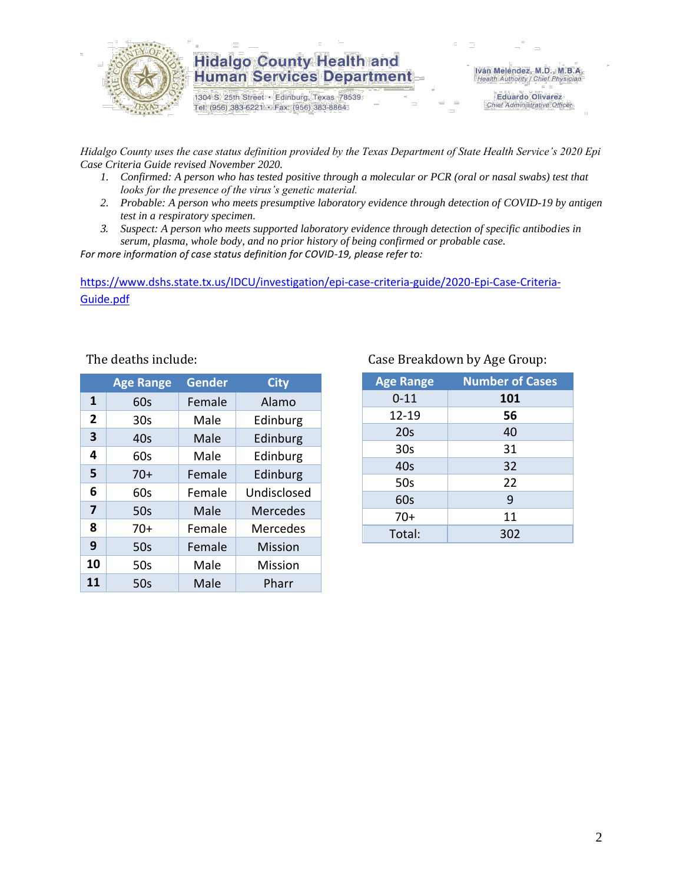# Hidalgo County Health and Human Services Department

1304 S. 25th Street • Edinburg, Texas 78539
Tel: (956) 383-6221 • Fax: (956) 383-8864

Iván Meléndez, M.D., M.B.A.
*Health Authority / Chief Physician*

Eduardo Olivarez
*Chief Administrative Officer*

*Hidalgo County uses the case status definition provided by the Texas Department of State Health Service's 2020 Epi Case Criteria Guide revised November 2020.*

1. *Confirmed: A person who has tested positive through a molecular or PCR (oral or nasal swabs) test that looks for the presence of the virus's genetic material.*
2. *Probable: A person who meets presumptive laboratory evidence through detection of COVID-19 by antigen test in a respiratory specimen.*
3. *Suspect: A person who meets supported laboratory evidence through detection of specific antibodies in serum, plasma, whole body, and no prior history of being confirmed or probable case.*

*For more information of case status definition for COVID-19, please refer to:*

https://www.dshs.state.tx.us/IDCU/investigation/epi-case-criteria-guide/2020-Epi-Case-Criteria-Guide.pdf

The deaths include:

| | Age Range | Gender | City |
|---|---|---|---|
| **1** | 60s | Female | Alamo |
| **2** | 30s | Male | Edinburg |
| **3** | 40s | Male | Edinburg |
| **4** | 60s | Male | Edinburg |
| **5** | 70+ | Female | Edinburg |
| **6** | 60s | Female | Undisclosed |
| **7** | 50s | Male | Mercedes |
| **8** | 70+ | Female | Mercedes |
| **9** | 50s | Female | Mission |
| **10** | 50s | Male | Mission |
| **11** | 50s | Male | Pharr |

Case Breakdown by Age Group:

| Age Range | Number of Cases |
|---|---|
| 0-11 | **101** |
| 12-19 | **56** |
| 20s | 40 |
| 30s | 31 |
| 40s | 32 |
| 50s | 22 |
| 60s | 9 |
| 70+ | 11 |
| Total: | 302 |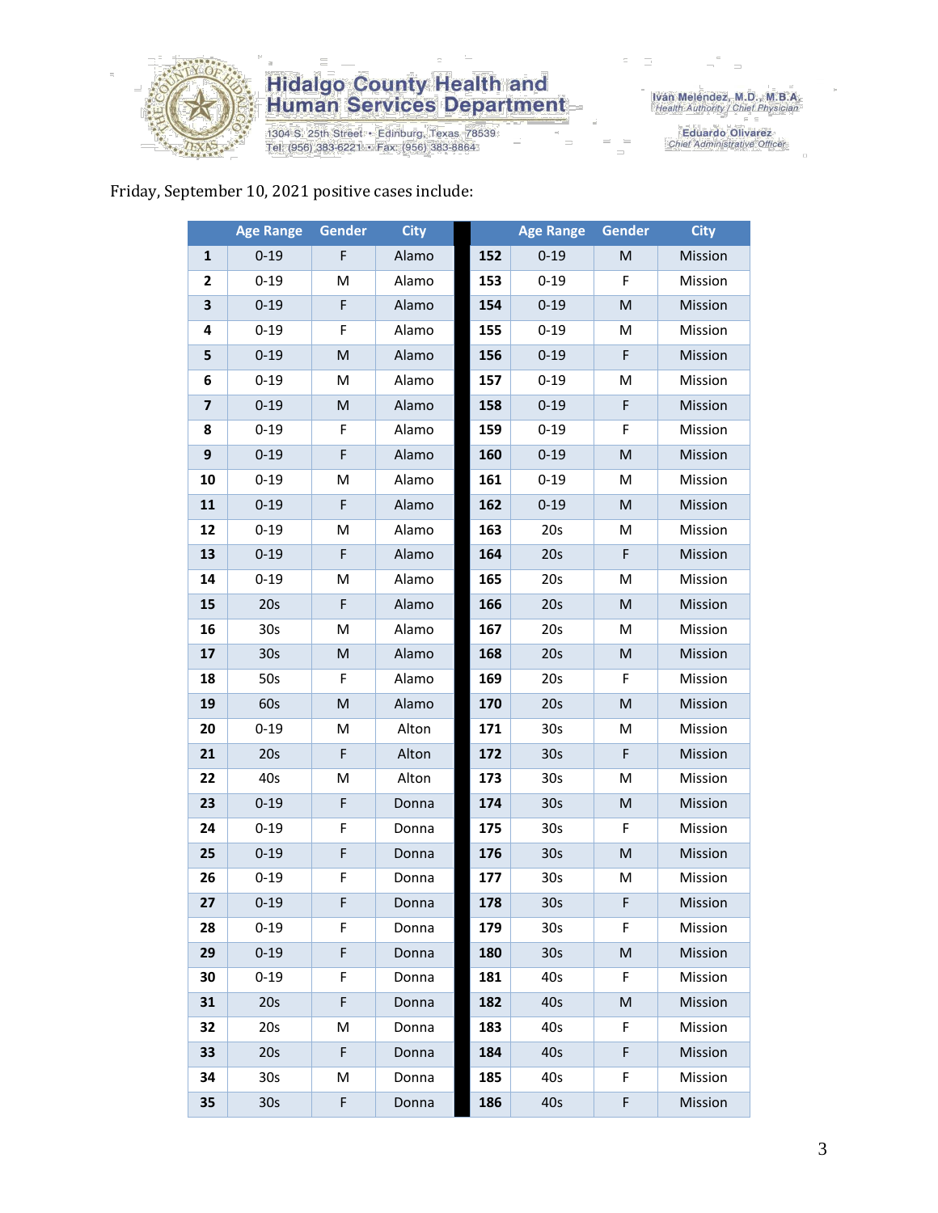# Hidalgo County Health and Human Services Department

1304 S. 25th Street • Edinburg, Texas 78539
Tel: (956) 383-6221 • Fax: (956) 383-8864

Iván Meléndez, M.D., M.B.A.
*Health Authority / Chief Physician*

Eduardo Olivarez
*Chief Administrative Officer*

Friday, September 10, 2021 positive cases include:

| | Age Range | Gender | City | | Age Range | Gender | City |
|---|---|---|---|---|---|---|---|
| **1** | 0-19 | F | Alamo | **152** | 0-19 | M | Mission |
| **2** | 0-19 | M | Alamo | **153** | 0-19 | F | Mission |
| **3** | 0-19 | F | Alamo | **154** | 0-19 | M | Mission |
| **4** | 0-19 | F | Alamo | **155** | 0-19 | M | Mission |
| **5** | 0-19 | M | Alamo | **156** | 0-19 | F | Mission |
| **6** | 0-19 | M | Alamo | **157** | 0-19 | M | Mission |
| **7** | 0-19 | M | Alamo | **158** | 0-19 | F | Mission |
| **8** | 0-19 | F | Alamo | **159** | 0-19 | F | Mission |
| **9** | 0-19 | F | Alamo | **160** | 0-19 | M | Mission |
| **10** | 0-19 | M | Alamo | **161** | 0-19 | M | Mission |
| **11** | 0-19 | F | Alamo | **162** | 0-19 | M | Mission |
| **12** | 0-19 | M | Alamo | **163** | 20s | M | Mission |
| **13** | 0-19 | F | Alamo | **164** | 20s | F | Mission |
| **14** | 0-19 | M | Alamo | **165** | 20s | M | Mission |
| **15** | 20s | F | Alamo | **166** | 20s | M | Mission |
| **16** | 30s | M | Alamo | **167** | 20s | M | Mission |
| **17** | 30s | M | Alamo | **168** | 20s | M | Mission |
| **18** | 50s | F | Alamo | **169** | 20s | F | Mission |
| **19** | 60s | M | Alamo | **170** | 20s | M | Mission |
| **20** | 0-19 | M | Alton | **171** | 30s | M | Mission |
| **21** | 20s | F | Alton | **172** | 30s | F | Mission |
| **22** | 40s | M | Alton | **173** | 30s | M | Mission |
| **23** | 0-19 | F | Donna | **174** | 30s | M | Mission |
| **24** | 0-19 | F | Donna | **175** | 30s | F | Mission |
| **25** | 0-19 | F | Donna | **176** | 30s | M | Mission |
| **26** | 0-19 | F | Donna | **177** | 30s | M | Mission |
| **27** | 0-19 | F | Donna | **178** | 30s | F | Mission |
| **28** | 0-19 | F | Donna | **179** | 30s | F | Mission |
| **29** | 0-19 | F | Donna | **180** | 30s | M | Mission |
| **30** | 0-19 | F | Donna | **181** | 40s | F | Mission |
| **31** | 20s | F | Donna | **182** | 40s | M | Mission |
| **32** | 20s | M | Donna | **183** | 40s | F | Mission |
| **33** | 20s | F | Donna | **184** | 40s | F | Mission |
| **34** | 30s | M | Donna | **185** | 40s | F | Mission |
| **35** | 30s | F | Donna | **186** | 40s | F | Mission |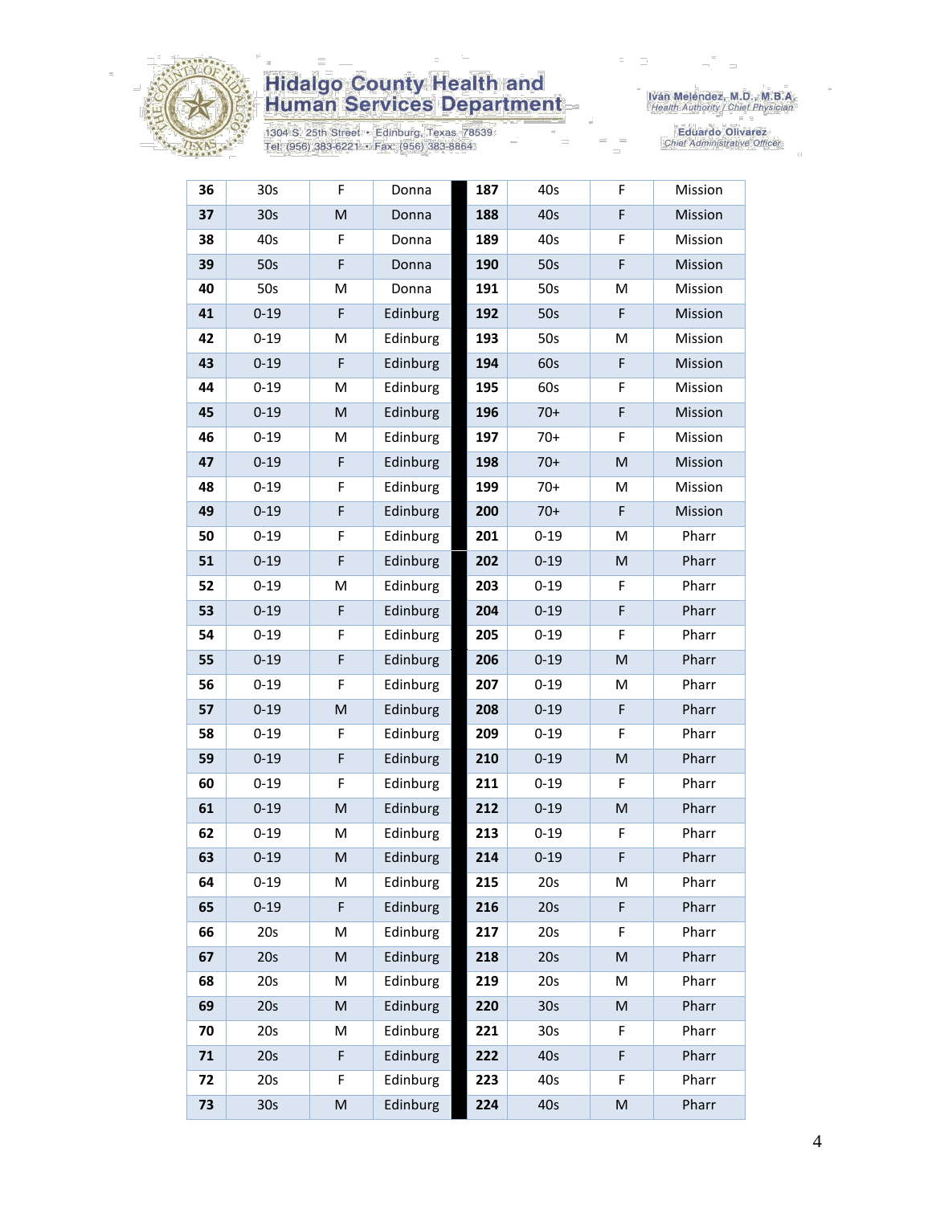# Hidalgo County Health and Human Services Department

1304 S. 25th Street • Edinburg, Texas 78539
Tel: (956) 383-6221 • Fax: (956) 383-8864

Iván Meléndez, M.D., M.B.A.
*Health Authority / Chief Physician*

Eduardo Olivarez
*Chief Administrative Officer*

| | | | | | | | |
|---|---|---|---|---|---|---|---|
| **36** | 30s | F | Donna | **187** | 40s | F | Mission |
| **37** | 30s | M | Donna | **188** | 40s | F | Mission |
| **38** | 40s | F | Donna | **189** | 40s | F | Mission |
| **39** | 50s | F | Donna | **190** | 50s | F | Mission |
| **40** | 50s | M | Donna | **191** | 50s | M | Mission |
| **41** | 0-19 | F | Edinburg | **192** | 50s | F | Mission |
| **42** | 0-19 | M | Edinburg | **193** | 50s | M | Mission |
| **43** | 0-19 | F | Edinburg | **194** | 60s | F | Mission |
| **44** | 0-19 | M | Edinburg | **195** | 60s | F | Mission |
| **45** | 0-19 | M | Edinburg | **196** | 70+ | F | Mission |
| **46** | 0-19 | M | Edinburg | **197** | 70+ | F | Mission |
| **47** | 0-19 | F | Edinburg | **198** | 70+ | M | Mission |
| **48** | 0-19 | F | Edinburg | **199** | 70+ | M | Mission |
| **49** | 0-19 | F | Edinburg | **200** | 70+ | F | Mission |
| **50** | 0-19 | F | Edinburg | **201** | 0-19 | M | Pharr |
| **51** | 0-19 | F | Edinburg | **202** | 0-19 | M | Pharr |
| **52** | 0-19 | M | Edinburg | **203** | 0-19 | F | Pharr |
| **53** | 0-19 | F | Edinburg | **204** | 0-19 | F | Pharr |
| **54** | 0-19 | F | Edinburg | **205** | 0-19 | F | Pharr |
| **55** | 0-19 | F | Edinburg | **206** | 0-19 | M | Pharr |
| **56** | 0-19 | F | Edinburg | **207** | 0-19 | M | Pharr |
| **57** | 0-19 | M | Edinburg | **208** | 0-19 | F | Pharr |
| **58** | 0-19 | F | Edinburg | **209** | 0-19 | F | Pharr |
| **59** | 0-19 | F | Edinburg | **210** | 0-19 | M | Pharr |
| **60** | 0-19 | F | Edinburg | **211** | 0-19 | F | Pharr |
| **61** | 0-19 | M | Edinburg | **212** | 0-19 | M | Pharr |
| **62** | 0-19 | M | Edinburg | **213** | 0-19 | F | Pharr |
| **63** | 0-19 | M | Edinburg | **214** | 0-19 | F | Pharr |
| **64** | 0-19 | M | Edinburg | **215** | 20s | M | Pharr |
| **65** | 0-19 | F | Edinburg | **216** | 20s | F | Pharr |
| **66** | 20s | M | Edinburg | **217** | 20s | F | Pharr |
| **67** | 20s | M | Edinburg | **218** | 20s | M | Pharr |
| **68** | 20s | M | Edinburg | **219** | 20s | M | Pharr |
| **69** | 20s | M | Edinburg | **220** | 30s | M | Pharr |
| **70** | 20s | M | Edinburg | **221** | 30s | F | Pharr |
| **71** | 20s | F | Edinburg | **222** | 40s | F | Pharr |
| **72** | 20s | F | Edinburg | **223** | 40s | F | Pharr |
| **73** | 30s | M | Edinburg | **224** | 40s | M | Pharr |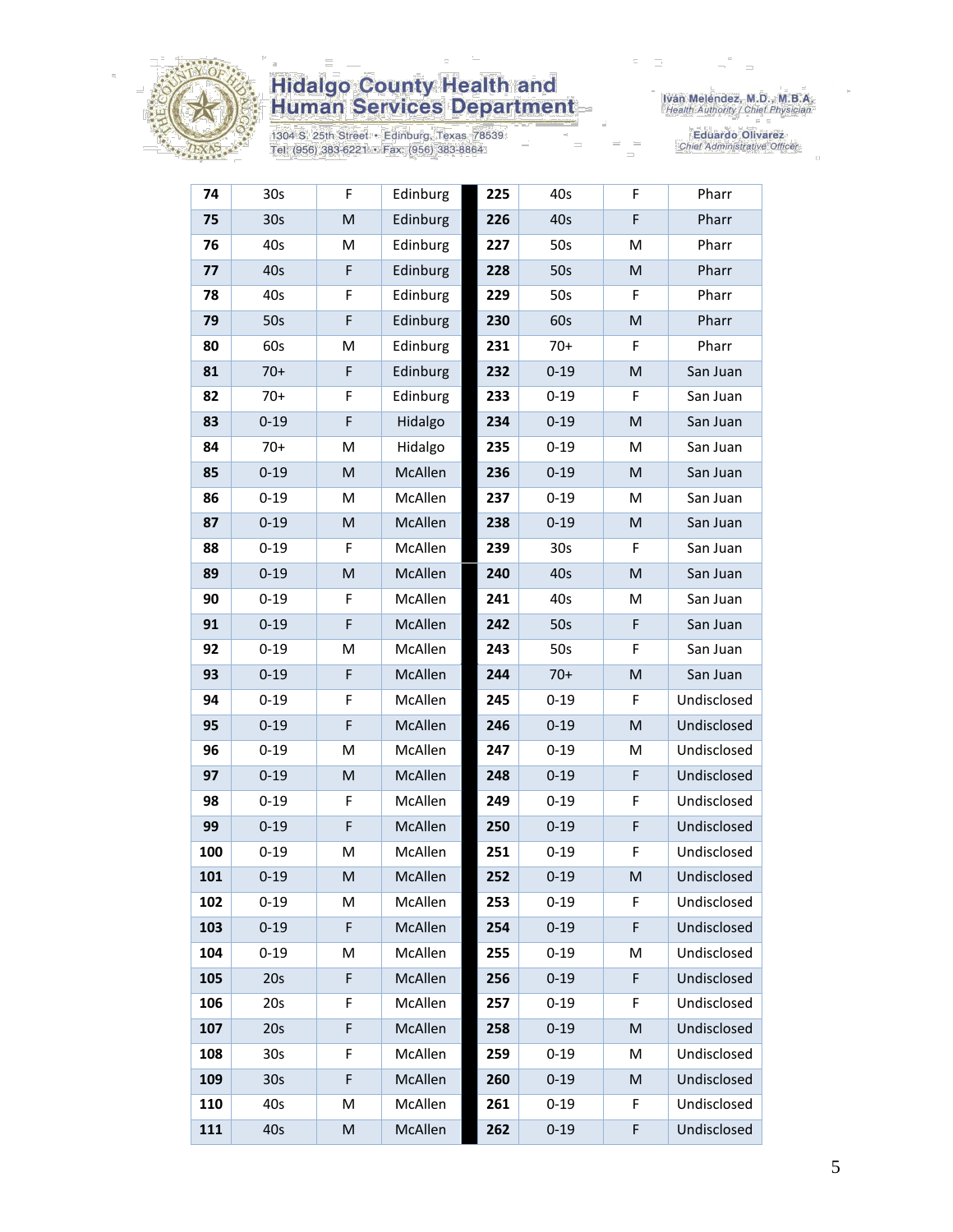# Hidalgo County Health and Human Services Department

1304 S. 25th Street • Edinburg, Texas 78539
Tel: (956) 383-6221 • Fax: (956) 383-8864

Iván Meléndez, M.D., M.B.A.
*Health Authority / Chief Physician*

Eduardo Olivarez
*Chief Administrative Officer*

| | | | | | | | |
|---|---|---|---|---|---|---|---|
| **74** | 30s | F | Edinburg | **225** | 40s | F | Pharr |
| **75** | 30s | M | Edinburg | **226** | 40s | F | Pharr |
| **76** | 40s | M | Edinburg | **227** | 50s | M | Pharr |
| **77** | 40s | F | Edinburg | **228** | 50s | M | Pharr |
| **78** | 40s | F | Edinburg | **229** | 50s | F | Pharr |
| **79** | 50s | F | Edinburg | **230** | 60s | M | Pharr |
| **80** | 60s | M | Edinburg | **231** | 70+ | F | Pharr |
| **81** | 70+ | F | Edinburg | **232** | 0-19 | M | San Juan |
| **82** | 70+ | F | Edinburg | **233** | 0-19 | F | San Juan |
| **83** | 0-19 | F | Hidalgo | **234** | 0-19 | M | San Juan |
| **84** | 70+ | M | Hidalgo | **235** | 0-19 | M | San Juan |
| **85** | 0-19 | M | McAllen | **236** | 0-19 | M | San Juan |
| **86** | 0-19 | M | McAllen | **237** | 0-19 | M | San Juan |
| **87** | 0-19 | M | McAllen | **238** | 0-19 | M | San Juan |
| **88** | 0-19 | F | McAllen | **239** | 30s | F | San Juan |
| **89** | 0-19 | M | McAllen | **240** | 40s | M | San Juan |
| **90** | 0-19 | F | McAllen | **241** | 40s | M | San Juan |
| **91** | 0-19 | F | McAllen | **242** | 50s | F | San Juan |
| **92** | 0-19 | M | McAllen | **243** | 50s | F | San Juan |
| **93** | 0-19 | F | McAllen | **244** | 70+ | M | San Juan |
| **94** | 0-19 | F | McAllen | **245** | 0-19 | F | Undisclosed |
| **95** | 0-19 | F | McAllen | **246** | 0-19 | M | Undisclosed |
| **96** | 0-19 | M | McAllen | **247** | 0-19 | M | Undisclosed |
| **97** | 0-19 | M | McAllen | **248** | 0-19 | F | Undisclosed |
| **98** | 0-19 | F | McAllen | **249** | 0-19 | F | Undisclosed |
| **99** | 0-19 | F | McAllen | **250** | 0-19 | F | Undisclosed |
| **100** | 0-19 | M | McAllen | **251** | 0-19 | F | Undisclosed |
| **101** | 0-19 | M | McAllen | **252** | 0-19 | M | Undisclosed |
| **102** | 0-19 | M | McAllen | **253** | 0-19 | F | Undisclosed |
| **103** | 0-19 | F | McAllen | **254** | 0-19 | F | Undisclosed |
| **104** | 0-19 | M | McAllen | **255** | 0-19 | M | Undisclosed |
| **105** | 20s | F | McAllen | **256** | 0-19 | F | Undisclosed |
| **106** | 20s | F | McAllen | **257** | 0-19 | F | Undisclosed |
| **107** | 20s | F | McAllen | **258** | 0-19 | M | Undisclosed |
| **108** | 30s | F | McAllen | **259** | 0-19 | M | Undisclosed |
| **109** | 30s | F | McAllen | **260** | 0-19 | M | Undisclosed |
| **110** | 40s | M | McAllen | **261** | 0-19 | F | Undisclosed |
| **111** | 40s | M | McAllen | **262** | 0-19 | F | Undisclosed |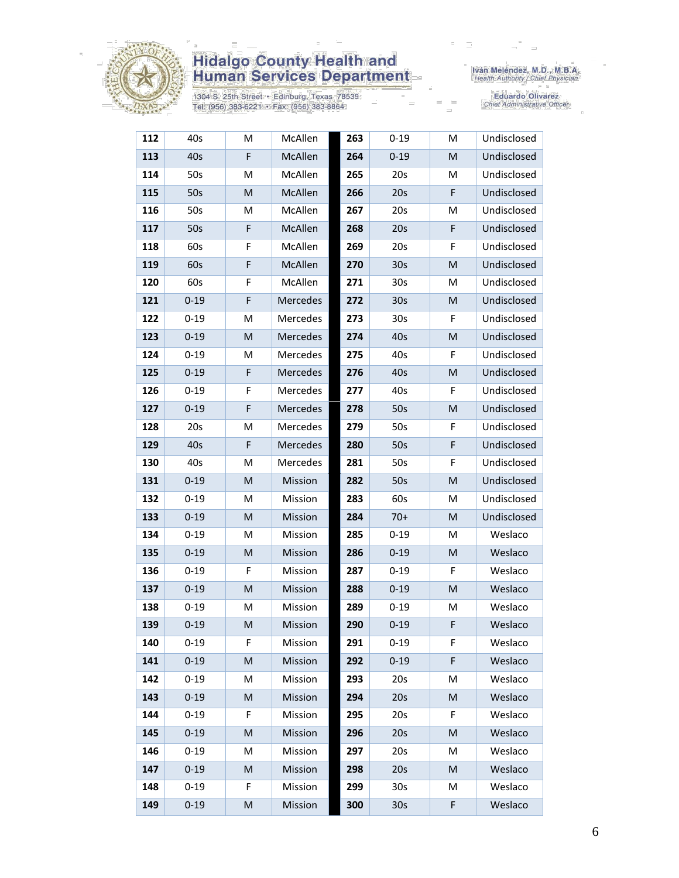| | | | | | | | |
|---|---|---|---|---|---|---|---|
| **112** | 40s | M | McAllen | **263** | 0-19 | M | Undisclosed |
| **113** | 40s | F | McAllen | **264** | 0-19 | M | Undisclosed |
| **114** | 50s | M | McAllen | **265** | 20s | M | Undisclosed |
| **115** | 50s | M | McAllen | **266** | 20s | F | Undisclosed |
| **116** | 50s | M | McAllen | **267** | 20s | M | Undisclosed |
| **117** | 50s | F | McAllen | **268** | 20s | F | Undisclosed |
| **118** | 60s | F | McAllen | **269** | 20s | F | Undisclosed |
| **119** | 60s | F | McAllen | **270** | 30s | M | Undisclosed |
| **120** | 60s | F | McAllen | **271** | 30s | M | Undisclosed |
| **121** | 0-19 | F | Mercedes | **272** | 30s | M | Undisclosed |
| **122** | 0-19 | M | Mercedes | **273** | 30s | F | Undisclosed |
| **123** | 0-19 | M | Mercedes | **274** | 40s | M | Undisclosed |
| **124** | 0-19 | M | Mercedes | **275** | 40s | F | Undisclosed |
| **125** | 0-19 | F | Mercedes | **276** | 40s | M | Undisclosed |
| **126** | 0-19 | F | Mercedes | **277** | 40s | F | Undisclosed |
| **127** | 0-19 | F | Mercedes | **278** | 50s | M | Undisclosed |
| **128** | 20s | M | Mercedes | **279** | 50s | F | Undisclosed |
| **129** | 40s | F | Mercedes | **280** | 50s | F | Undisclosed |
| **130** | 40s | M | Mercedes | **281** | 50s | F | Undisclosed |
| **131** | 0-19 | M | Mission | **282** | 50s | M | Undisclosed |
| **132** | 0-19 | M | Mission | **283** | 60s | M | Undisclosed |
| **133** | 0-19 | M | Mission | **284** | 70+ | M | Undisclosed |
| **134** | 0-19 | M | Mission | **285** | 0-19 | M | Weslaco |
| **135** | 0-19 | M | Mission | **286** | 0-19 | M | Weslaco |
| **136** | 0-19 | F | Mission | **287** | 0-19 | F | Weslaco |
| **137** | 0-19 | M | Mission | **288** | 0-19 | M | Weslaco |
| **138** | 0-19 | M | Mission | **289** | 0-19 | M | Weslaco |
| **139** | 0-19 | M | Mission | **290** | 0-19 | F | Weslaco |
| **140** | 0-19 | F | Mission | **291** | 0-19 | F | Weslaco |
| **141** | 0-19 | M | Mission | **292** | 0-19 | F | Weslaco |
| **142** | 0-19 | M | Mission | **293** | 20s | M | Weslaco |
| **143** | 0-19 | M | Mission | **294** | 20s | M | Weslaco |
| **144** | 0-19 | F | Mission | **295** | 20s | F | Weslaco |
| **145** | 0-19 | M | Mission | **296** | 20s | M | Weslaco |
| **146** | 0-19 | M | Mission | **297** | 20s | M | Weslaco |
| **147** | 0-19 | M | Mission | **298** | 20s | M | Weslaco |
| **148** | 0-19 | F | Mission | **299** | 30s | M | Weslaco |
| **149** | 0-19 | M | Mission | **300** | 30s | F | Weslaco |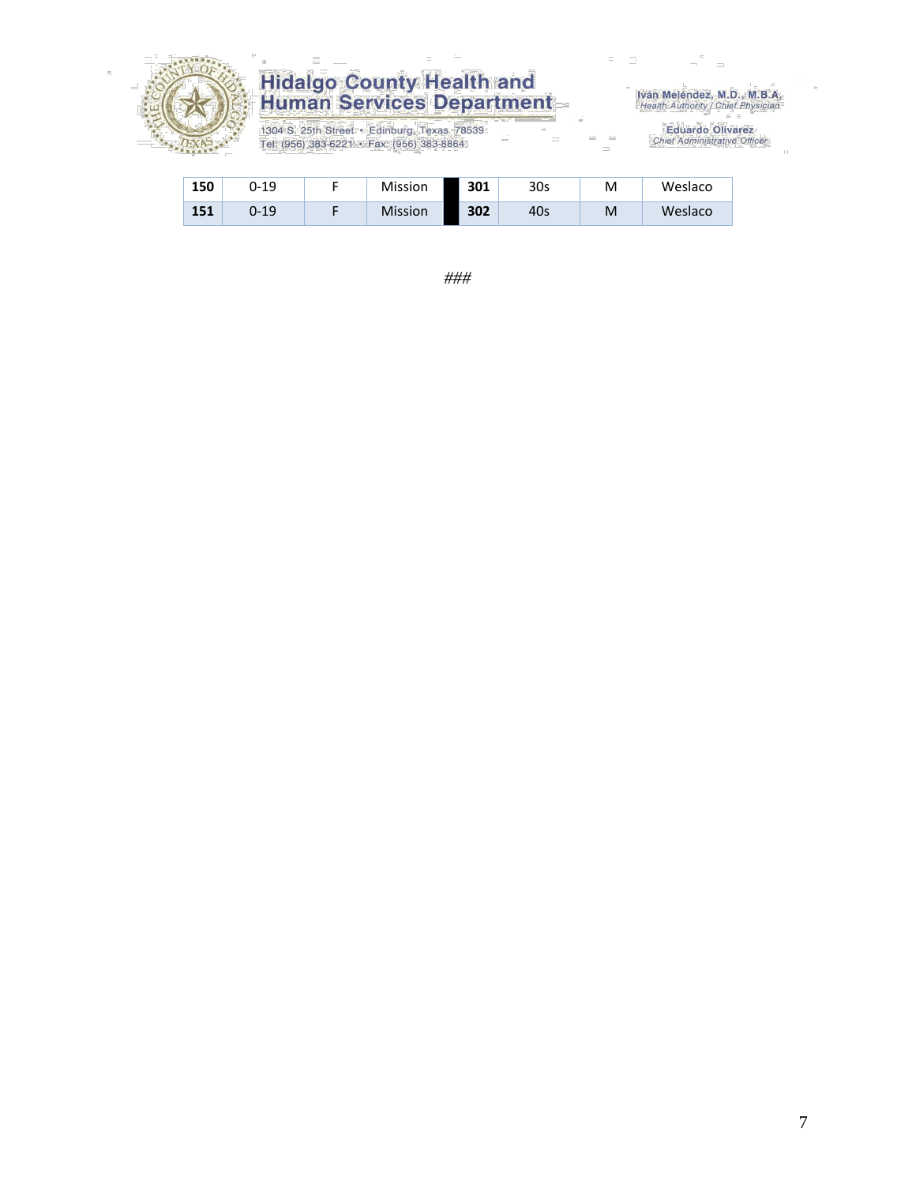| | | | | | | | | |
|---|---|---|---|---|---|---|---|---|
| **150** | 0-19 | F | Mission | | **301** | 30s | M | Weslaco |
| **151** | 0-19 | F | Mission | | **302** | 40s | M | Weslaco |

###